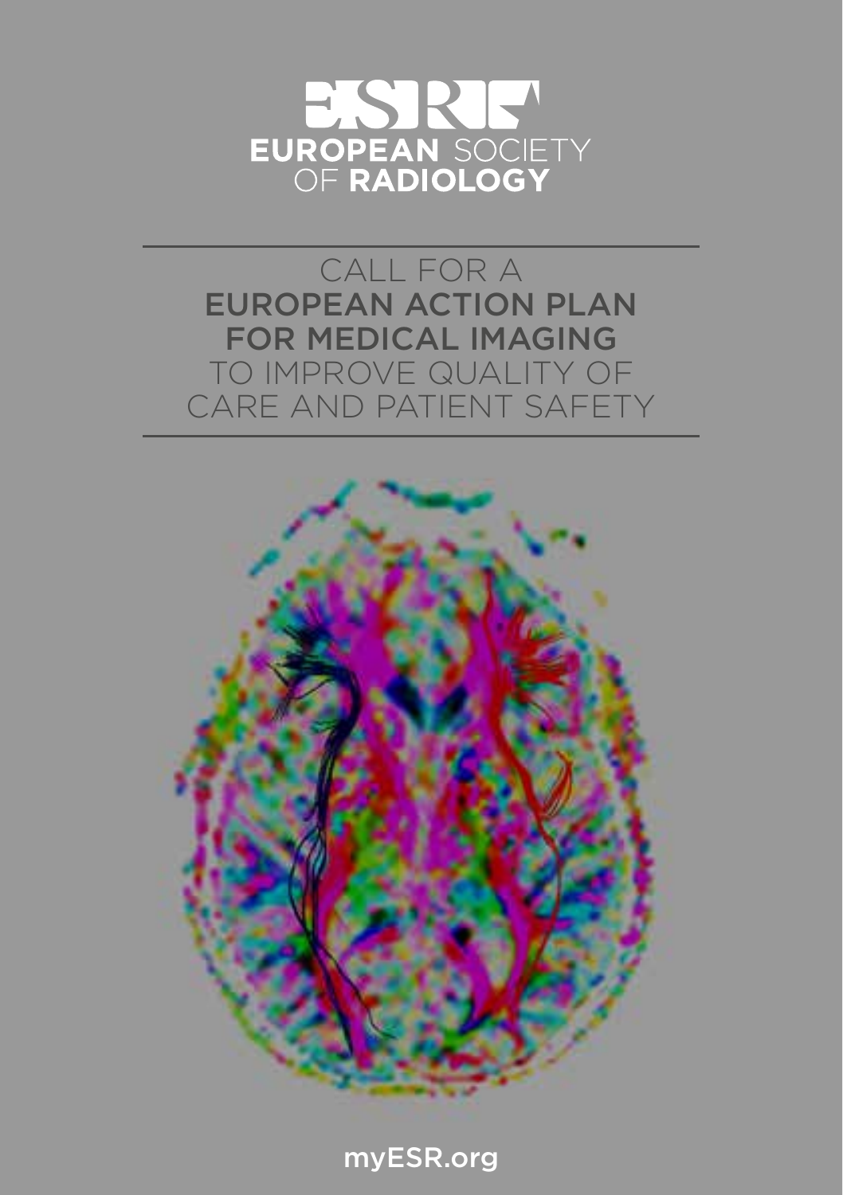ESR

EUROPEAN SOCIETY OF RADIOLOGY

# CALL FOR A EUROPEAN ACTION PLAN FOR MEDICAL IMAGING TO IMPROVE QUALITY OF CARE AND PATIENT SAFETY

myESR.org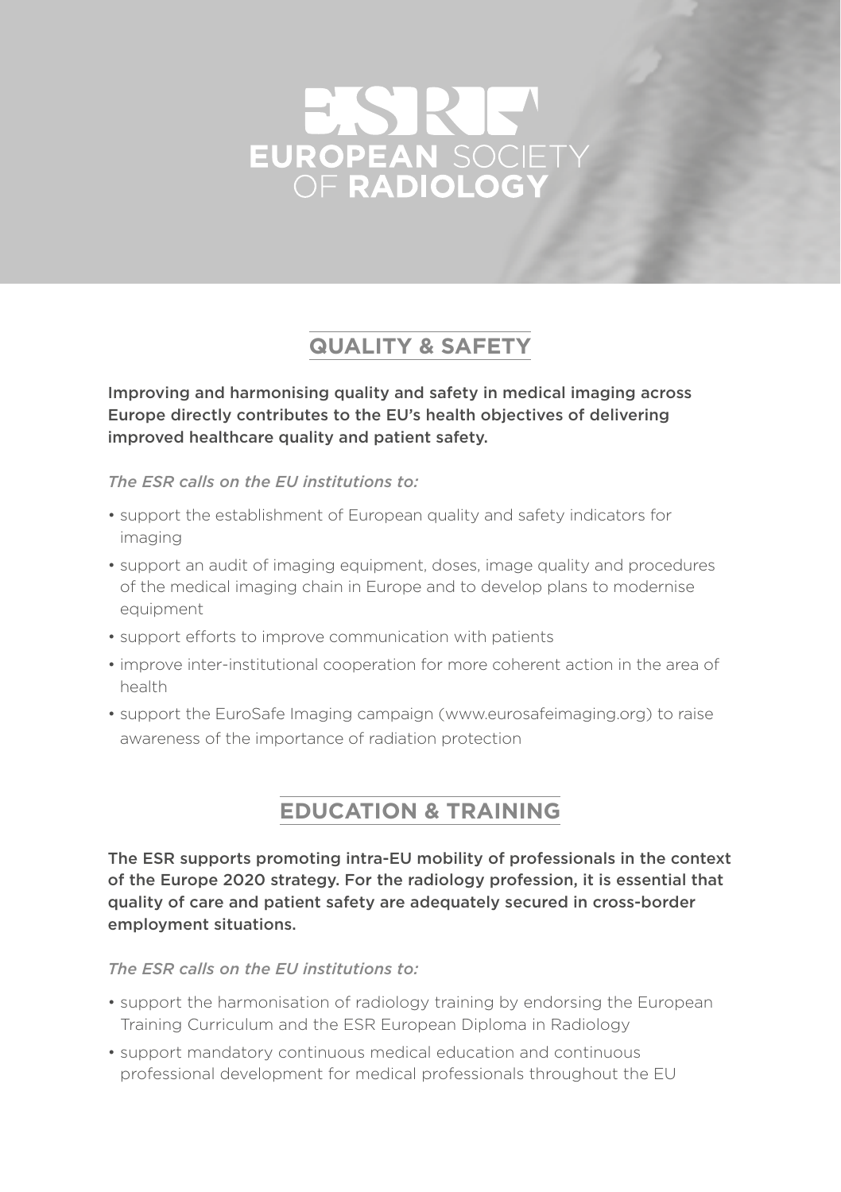# ESR EUROPEAN SOCIETY OF RADIOLOGY

## QUALITY & SAFETY

**Improving and harmonising quality and safety in medical imaging across Europe directly contributes to the EU's health objectives of delivering improved healthcare quality and patient safety.**

*The ESR calls on the EU institutions to:*

- support the establishment of European quality and safety indicators for imaging
- support an audit of imaging equipment, doses, image quality and procedures of the medical imaging chain in Europe and to develop plans to modernise equipment
- support efforts to improve communication with patients
- improve inter-institutional cooperation for more coherent action in the area of health
- support the EuroSafe Imaging campaign (www.eurosafeimaging.org) to raise awareness of the importance of radiation protection

## EDUCATION & TRAINING

**The ESR supports promoting intra-EU mobility of professionals in the context of the Europe 2020 strategy. For the radiology profession, it is essential that quality of care and patient safety are adequately secured in cross-border employment situations.**

*The ESR calls on the EU institutions to:*

- support the harmonisation of radiology training by endorsing the European Training Curriculum and the ESR European Diploma in Radiology
- support mandatory continuous medical education and continuous professional development for medical professionals throughout the EU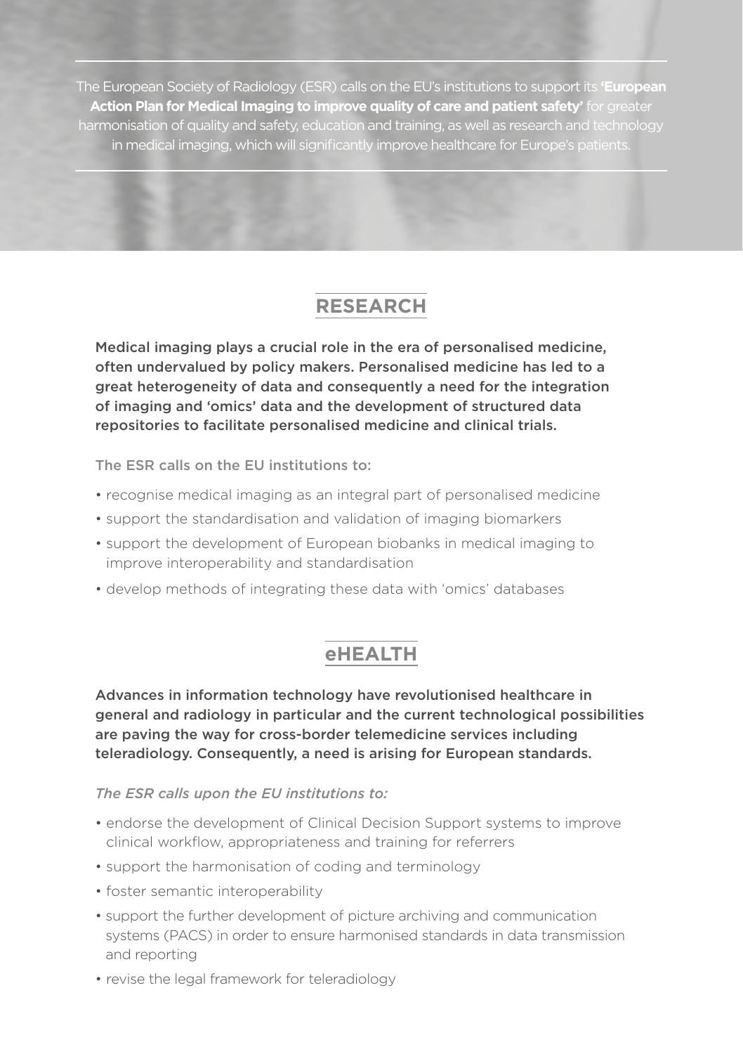The European Society of Radiology (ESR) calls on the EU's institutions to support its **'European Action Plan for Medical Imaging to improve quality of care and patient safety'** for greater harmonisation of quality and safety, education and training, as well as research and technology in medical imaging, which will significantly improve healthcare for Europe's patients.

## RESEARCH

**Medical imaging plays a crucial role in the era of personalised medicine, often undervalued by policy makers. Personalised medicine has led to a great heterogeneity of data and consequently a need for the integration of imaging and 'omics' data and the development of structured data repositories to facilitate personalised medicine and clinical trials.**

The ESR calls on the EU institutions to:

- recognise medical imaging as an integral part of personalised medicine
- support the standardisation and validation of imaging biomarkers
- support the development of European biobanks in medical imaging to improve interoperability and standardisation
- develop methods of integrating these data with 'omics' databases

## eHEALTH

**Advances in information technology have revolutionised healthcare in general and radiology in particular and the current technological possibilities are paving the way for cross-border telemedicine services including teleradiology. Consequently, a need is arising for European standards.**

*The ESR calls upon the EU institutions to:*

- endorse the development of Clinical Decision Support systems to improve clinical workflow, appropriateness and training for referrers
- support the harmonisation of coding and terminology
- foster semantic interoperability
- support the further development of picture archiving and communication systems (PACS) in order to ensure harmonised standards in data transmission and reporting
- revise the legal framework for teleradiology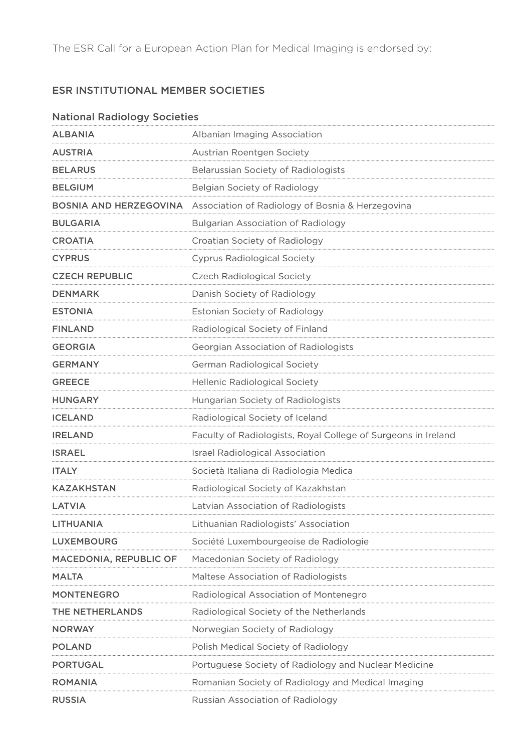The ESR Call for a European Action Plan for Medical Imaging is endorsed by:

## ESR INSTITUTIONAL MEMBER SOCIETIES

### National Radiology Societies

| | |
|---|---|
| **ALBANIA** | Albanian Imaging Association |
| **AUSTRIA** | Austrian Roentgen Society |
| **BELARUS** | Belarussian Society of Radiologists |
| **BELGIUM** | Belgian Society of Radiology |
| **BOSNIA AND HERZEGOVINA** | Association of Radiology of Bosnia & Herzegovina |
| **BULGARIA** | Bulgarian Association of Radiology |
| **CROATIA** | Croatian Society of Radiology |
| **CYPRUS** | Cyprus Radiological Society |
| **CZECH REPUBLIC** | Czech Radiological Society |
| **DENMARK** | Danish Society of Radiology |
| **ESTONIA** | Estonian Society of Radiology |
| **FINLAND** | Radiological Society of Finland |
| **GEORGIA** | Georgian Association of Radiologists |
| **GERMANY** | German Radiological Society |
| **GREECE** | Hellenic Radiological Society |
| **HUNGARY** | Hungarian Society of Radiologists |
| **ICELAND** | Radiological Society of Iceland |
| **IRELAND** | Faculty of Radiologists, Royal College of Surgeons in Ireland |
| **ISRAEL** | Israel Radiological Association |
| **ITALY** | Società Italiana di Radiologia Medica |
| **KAZAKHSTAN** | Radiological Society of Kazakhstan |
| **LATVIA** | Latvian Association of Radiologists |
| **LITHUANIA** | Lithuanian Radiologists' Association |
| **LUXEMBOURG** | Société Luxembourgeoise de Radiologie |
| **MACEDONIA, REPUBLIC OF** | Macedonian Society of Radiology |
| **MALTA** | Maltese Association of Radiologists |
| **MONTENEGRO** | Radiological Association of Montenegro |
| **THE NETHERLANDS** | Radiological Society of the Netherlands |
| **NORWAY** | Norwegian Society of Radiology |
| **POLAND** | Polish Medical Society of Radiology |
| **PORTUGAL** | Portuguese Society of Radiology and Nuclear Medicine |
| **ROMANIA** | Romanian Society of Radiology and Medical Imaging |
| **RUSSIA** | Russian Association of Radiology |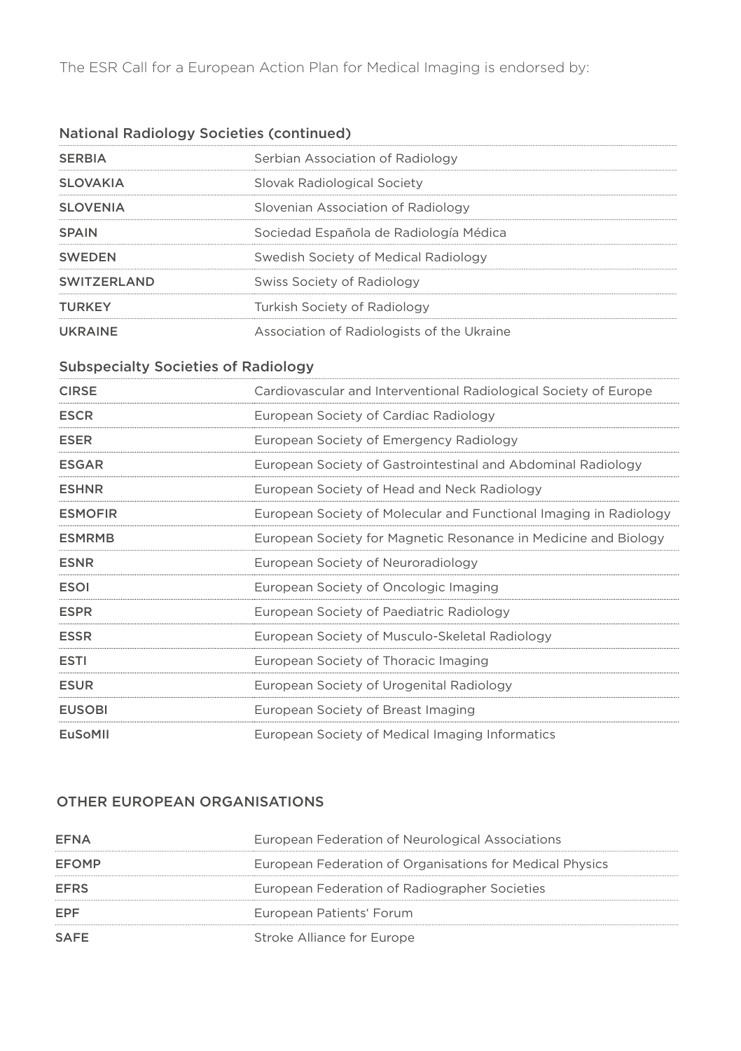The ESR Call for a European Action Plan for Medical Imaging is endorsed by:

## National Radiology Societies (continued)

| | |
|---|---|
| **SERBIA** | Serbian Association of Radiology |
| **SLOVAKIA** | Slovak Radiological Society |
| **SLOVENIA** | Slovenian Association of Radiology |
| **SPAIN** | Sociedad Española de Radiología Médica |
| **SWEDEN** | Swedish Society of Medical Radiology |
| **SWITZERLAND** | Swiss Society of Radiology |
| **TURKEY** | Turkish Society of Radiology |
| **UKRAINE** | Association of Radiologists of the Ukraine |

## Subspecialty Societies of Radiology

| | |
|---|---|
| **CIRSE** | Cardiovascular and Interventional Radiological Society of Europe |
| **ESCR** | European Society of Cardiac Radiology |
| **ESER** | European Society of Emergency Radiology |
| **ESGAR** | European Society of Gastrointestinal and Abdominal Radiology |
| **ESHNR** | European Society of Head and Neck Radiology |
| **ESMOFIR** | European Society of Molecular and Functional Imaging in Radiology |
| **ESMRMB** | European Society for Magnetic Resonance in Medicine and Biology |
| **ESNR** | European Society of Neuroradiology |
| **ESOI** | European Society of Oncologic Imaging |
| **ESPR** | European Society of Paediatric Radiology |
| **ESSR** | European Society of Musculo-Skeletal Radiology |
| **ESTI** | European Society of Thoracic Imaging |
| **ESUR** | European Society of Urogenital Radiology |
| **EUSOBI** | European Society of Breast Imaging |
| **EuSoMII** | European Society of Medical Imaging Informatics |

## OTHER EUROPEAN ORGANISATIONS

| | |
|---|---|
| **EFNA** | European Federation of Neurological Associations |
| **EFOMP** | European Federation of Organisations for Medical Physics |
| **EFRS** | European Federation of Radiographer Societies |
| **EPF** | European Patients' Forum |
| **SAFE** | Stroke Alliance for Europe |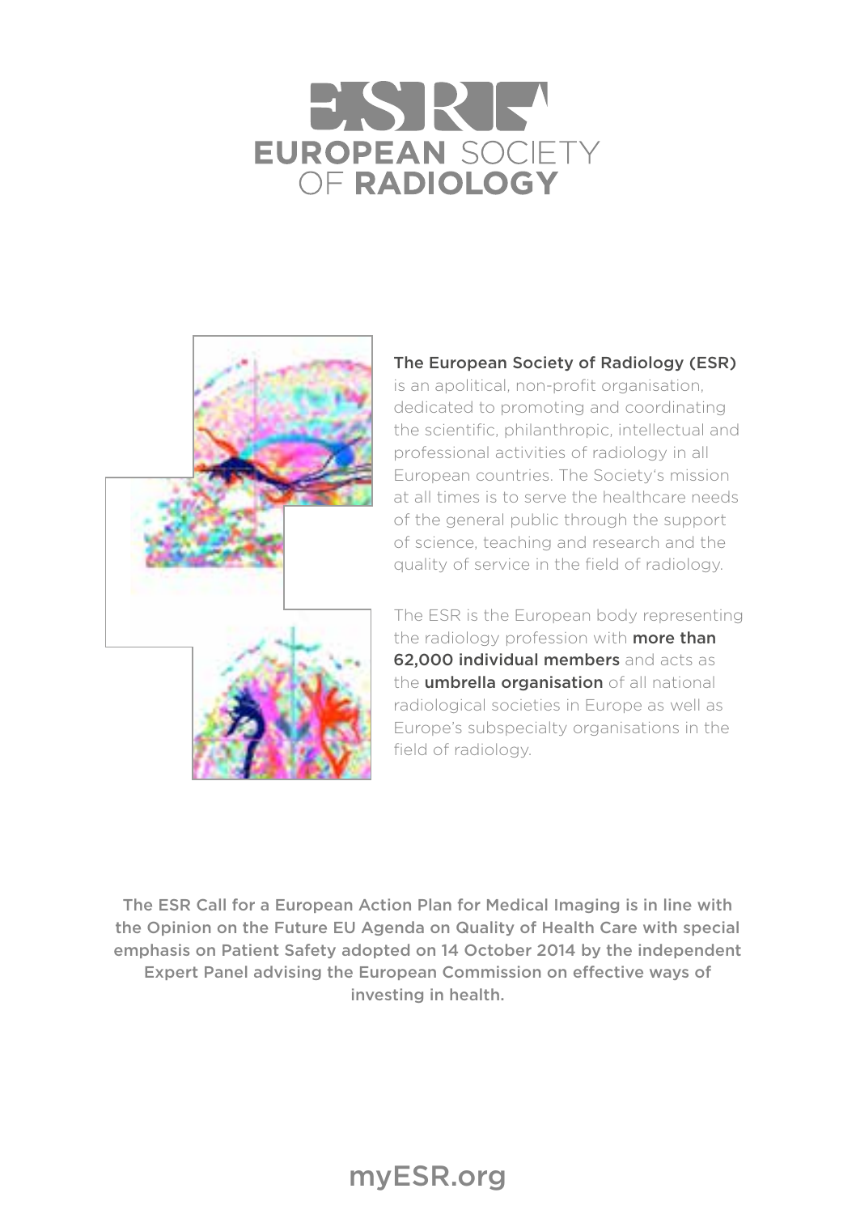# EUROPEAN SOCIETY OF RADIOLOGY

**The European Society of Radiology (ESR)** is an apolitical, non-profit organisation, dedicated to promoting and coordinating the scientific, philanthropic, intellectual and professional activities of radiology in all European countries. The Society's mission at all times is to serve the healthcare needs of the general public through the support of science, teaching and research and the quality of service in the field of radiology.

The ESR is the European body representing the radiology profession with **more than 62,000 individual members** and acts as the **umbrella organisation** of all national radiological societies in Europe as well as Europe's subspecialty organisations in the field of radiology.

**The ESR Call for a European Action Plan for Medical Imaging is in line with the Opinion on the Future EU Agenda on Quality of Health Care with special emphasis on Patient Safety adopted on 14 October 2014 by the independent Expert Panel advising the European Commission on effective ways of investing in health.**

**myESR.org**